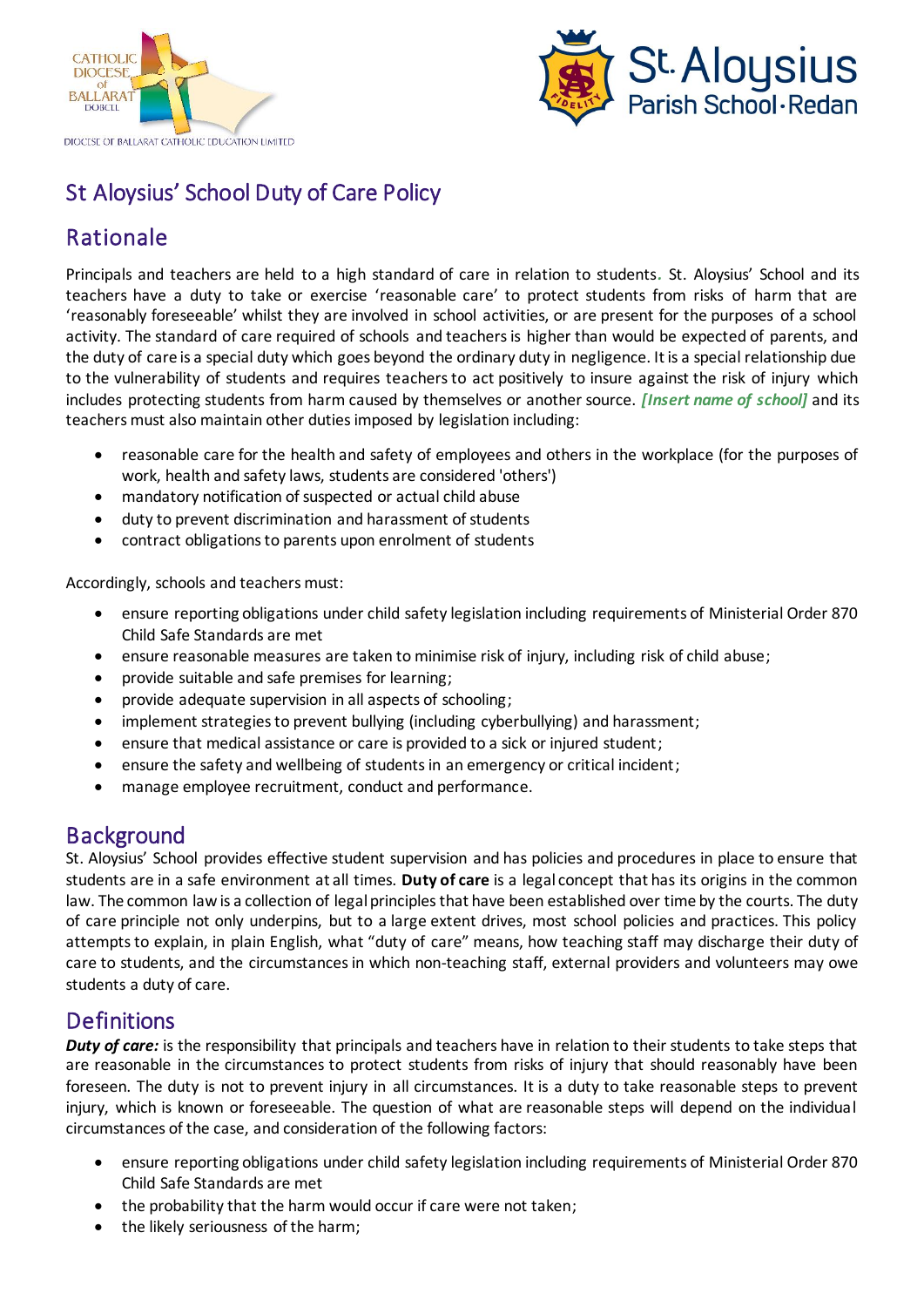# St Aloysius' School Duty of Care Policy

## Rationale

Principals and teachers are held to a high standard of care in relation to students. St. Aloysius' School and its teachers have a duty to take or exercise 'reasonable care' to protect students from risks of harm that are 'reasonably foreseeable' whilst they are involved in school activities, or are present for the purposes of a school activity. The standard of care required of schools and teachers is higher than would be expected of parents, and the duty of care is a special duty which goes beyond the ordinary duty in negligence. It is a special relationship due to the vulnerability of students and requires teachers to act positively to insure against the risk of injury which includes protecting students from harm caused by themselves or another source. ***[Insert name of school]*** and its teachers must also maintain other duties imposed by legislation including:

- reasonable care for the health and safety of employees and others in the workplace (for the purposes of work, health and safety laws, students are considered 'others')
- mandatory notification of suspected or actual child abuse
- duty to prevent discrimination and harassment of students
- contract obligations to parents upon enrolment of students

Accordingly, schools and teachers must:

- ensure reporting obligations under child safety legislation including requirements of Ministerial Order 870 Child Safe Standards are met
- ensure reasonable measures are taken to minimise risk of injury, including risk of child abuse;
- provide suitable and safe premises for learning;
- provide adequate supervision in all aspects of schooling;
- implement strategies to prevent bullying (including cyberbullying) and harassment;
- ensure that medical assistance or care is provided to a sick or injured student;
- ensure the safety and wellbeing of students in an emergency or critical incident;
- manage employee recruitment, conduct and performance.

## Background

St. Aloysius' School provides effective student supervision and has policies and procedures in place to ensure that students are in a safe environment at all times. **Duty of care** is a legal concept that has its origins in the common law. The common law is a collection of legal principles that have been established over time by the courts. The duty of care principle not only underpins, but to a large extent drives, most school policies and practices. This policy attempts to explain, in plain English, what "duty of care" means, how teaching staff may discharge their duty of care to students, and the circumstances in which non-teaching staff, external providers and volunteers may owe students a duty of care.

## Definitions

***Duty of care:*** is the responsibility that principals and teachers have in relation to their students to take steps that are reasonable in the circumstances to protect students from risks of injury that should reasonably have been foreseen. The duty is not to prevent injury in all circumstances. It is a duty to take reasonable steps to prevent injury, which is known or foreseeable. The question of what are reasonable steps will depend on the individual circumstances of the case, and consideration of the following factors:

- ensure reporting obligations under child safety legislation including requirements of Ministerial Order 870 Child Safe Standards are met
- the probability that the harm would occur if care were not taken;
- the likely seriousness of the harm;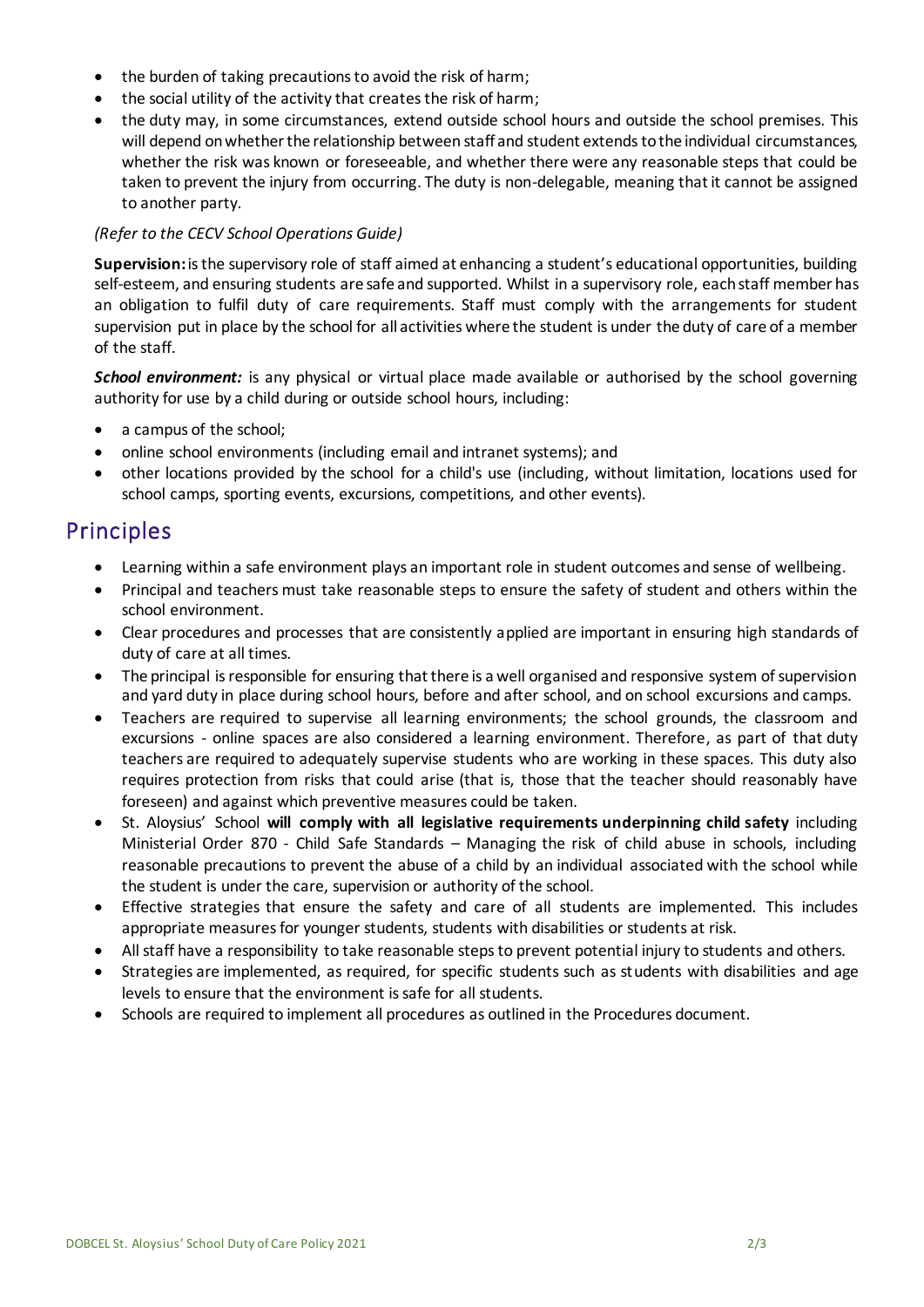- the burden of taking precautions to avoid the risk of harm;
- the social utility of the activity that creates the risk of harm;
- the duty may, in some circumstances, extend outside school hours and outside the school premises. This will depend on whether the relationship between staff and student extends to the individual circumstances, whether the risk was known or foreseeable, and whether there were any reasonable steps that could be taken to prevent the injury from occurring. The duty is non-delegable, meaning that it cannot be assigned to another party.

*(Refer to the CECV School Operations Guide)*

**Supervision:** is the supervisory role of staff aimed at enhancing a student's educational opportunities, building self-esteem, and ensuring students are safe and supported. Whilst in a supervisory role, each staff member has an obligation to fulfil duty of care requirements. Staff must comply with the arrangements for student supervision put in place by the school for all activities where the student is under the duty of care of a member of the staff.

***School environment:*** is any physical or virtual place made available or authorised by the school governing authority for use by a child during or outside school hours, including:

- a campus of the school;
- online school environments (including email and intranet systems); and
- other locations provided by the school for a child's use (including, without limitation, locations used for school camps, sporting events, excursions, competitions, and other events).

## Principles

- Learning within a safe environment plays an important role in student outcomes and sense of wellbeing.
- Principal and teachers must take reasonable steps to ensure the safety of student and others within the school environment.
- Clear procedures and processes that are consistently applied are important in ensuring high standards of duty of care at all times.
- The principal is responsible for ensuring that there is a well organised and responsive system of supervision and yard duty in place during school hours, before and after school, and on school excursions and camps.
- Teachers are required to supervise all learning environments; the school grounds, the classroom and excursions - online spaces are also considered a learning environment. Therefore, as part of that duty teachers are required to adequately supervise students who are working in these spaces. This duty also requires protection from risks that could arise (that is, those that the teacher should reasonably have foreseen) and against which preventive measures could be taken.
- St. Aloysius' School **will comply with all legislative requirements underpinning child safety** including Ministerial Order 870 - Child Safe Standards – Managing the risk of child abuse in schools, including reasonable precautions to prevent the abuse of a child by an individual associated with the school while the student is under the care, supervision or authority of the school.
- Effective strategies that ensure the safety and care of all students are implemented. This includes appropriate measures for younger students, students with disabilities or students at risk.
- All staff have a responsibility to take reasonable steps to prevent potential injury to students and others.
- Strategies are implemented, as required, for specific students such as students with disabilities and age levels to ensure that the environment is safe for all students.
- Schools are required to implement all procedures as outlined in the Procedures document.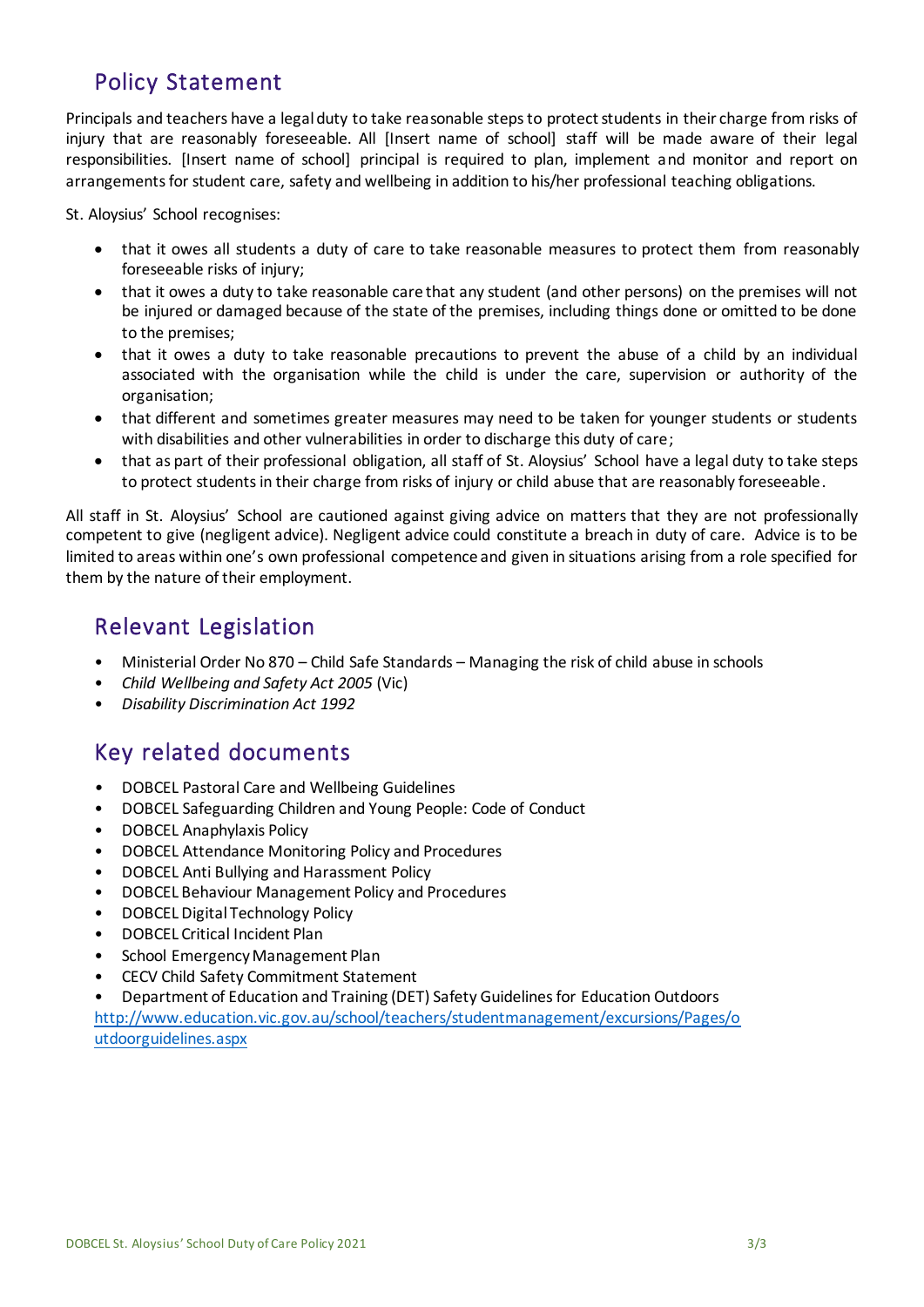## Policy Statement

Principals and teachers have a legal duty to take reasonable steps to protect students in their charge from risks of injury that are reasonably foreseeable. All [Insert name of school] staff will be made aware of their legal responsibilities. [Insert name of school] principal is required to plan, implement and monitor and report on arrangements for student care, safety and wellbeing in addition to his/her professional teaching obligations.

St. Aloysius' School recognises:

- that it owes all students a duty of care to take reasonable measures to protect them from reasonably foreseeable risks of injury;
- that it owes a duty to take reasonable care that any student (and other persons) on the premises will not be injured or damaged because of the state of the premises, including things done or omitted to be done to the premises;
- that it owes a duty to take reasonable precautions to prevent the abuse of a child by an individual associated with the organisation while the child is under the care, supervision or authority of the organisation;
- that different and sometimes greater measures may need to be taken for younger students or students with disabilities and other vulnerabilities in order to discharge this duty of care;
- that as part of their professional obligation, all staff of St. Aloysius' School have a legal duty to take steps to protect students in their charge from risks of injury or child abuse that are reasonably foreseeable.

All staff in St. Aloysius' School are cautioned against giving advice on matters that they are not professionally competent to give (negligent advice). Negligent advice could constitute a breach in duty of care. Advice is to be limited to areas within one's own professional competence and given in situations arising from a role specified for them by the nature of their employment.

## Relevant Legislation

- Ministerial Order No 870 – Child Safe Standards – Managing the risk of child abuse in schools
- *Child Wellbeing and Safety Act 2005* (Vic)
- *Disability Discrimination Act 1992*

## Key related documents

- DOBCEL Pastoral Care and Wellbeing Guidelines
- DOBCEL Safeguarding Children and Young People: Code of Conduct
- DOBCEL Anaphylaxis Policy
- DOBCEL Attendance Monitoring Policy and Procedures
- DOBCEL Anti Bullying and Harassment Policy
- DOBCEL Behaviour Management Policy and Procedures
- DOBCEL Digital Technology Policy
- DOBCEL Critical Incident Plan
- School Emergency Management Plan
- CECV Child Safety Commitment Statement
- Department of Education and Training (DET) Safety Guidelines for Education Outdoors http://www.education.vic.gov.au/school/teachers/studentmanagement/excursions/Pages/outdoorguidelines.aspx